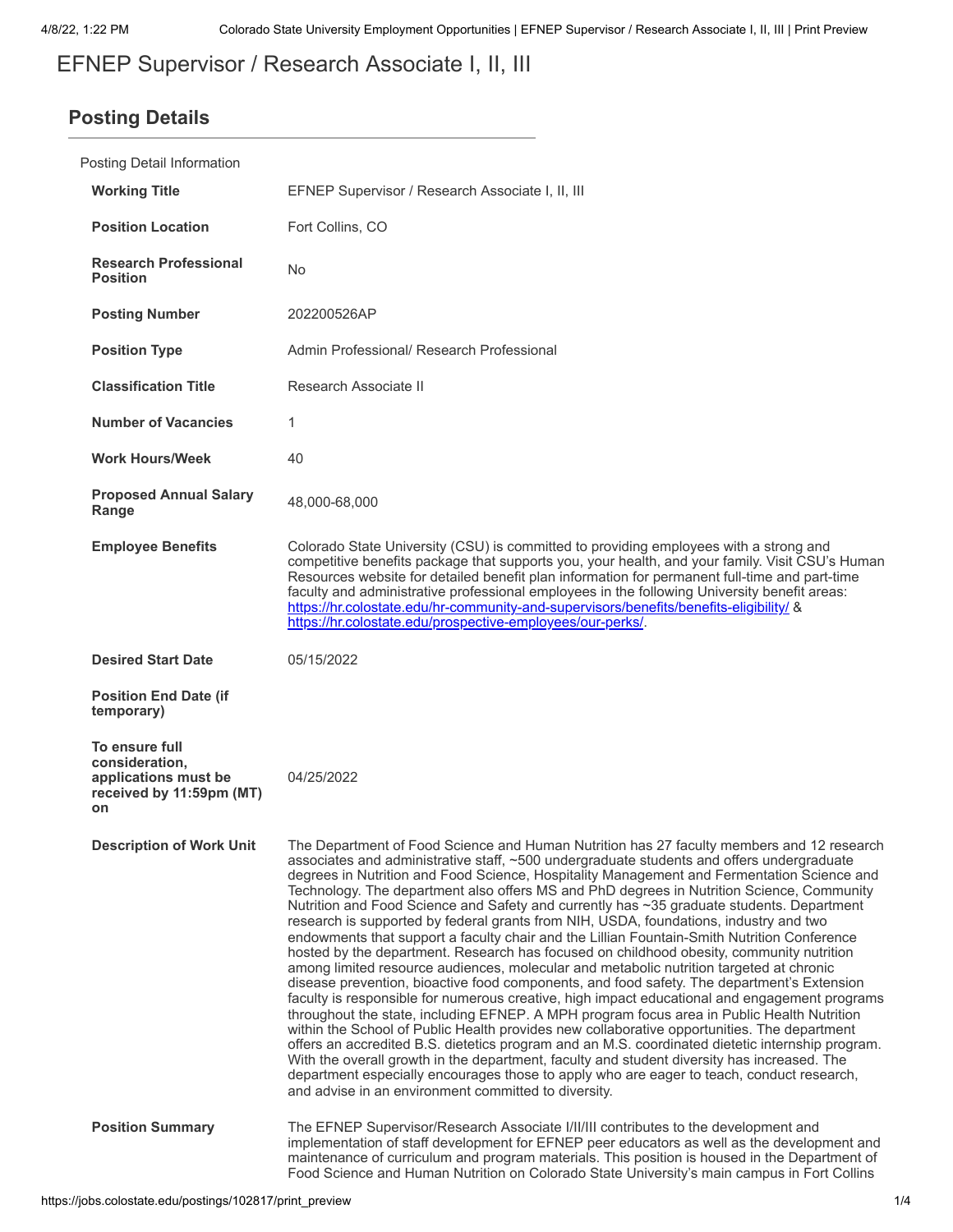# EFNEP Supervisor / Research Associate I, II, III

## Posting Details

Posting Detail Information

| | |
|---|---|
| **Working Title** | EFNEP Supervisor / Research Associate I, II, III |
| **Position Location** | Fort Collins, CO |
| **Research Professional Position** | No |
| **Posting Number** | 202200526AP |
| **Position Type** | Admin Professional/ Research Professional |
| **Classification Title** | Research Associate II |
| **Number of Vacancies** | 1 |
| **Work Hours/Week** | 40 |
| **Proposed Annual Salary Range** | 48,000-68,000 |
| **Employee Benefits** | Colorado State University (CSU) is committed to providing employees with a strong and competitive benefits package that supports you, your health, and your family. Visit CSU's Human Resources website for detailed benefit plan information for permanent full-time and part-time faculty and administrative professional employees in the following University benefit areas: https://hr.colostate.edu/hr-community-and-supervisors/benefits/benefits-eligibility/ & https://hr.colostate.edu/prospective-employees/our-perks/. |
| **Desired Start Date** | 05/15/2022 |
| **Position End Date (if temporary)** | |
| **To ensure full consideration, applications must be received by 11:59pm (MT) on** | 04/25/2022 |
| **Description of Work Unit** | The Department of Food Science and Human Nutrition has 27 faculty members and 12 research associates and administrative staff, ~500 undergraduate students and offers undergraduate degrees in Nutrition and Food Science, Hospitality Management and Fermentation Science and Technology. The department also offers MS and PhD degrees in Nutrition Science, Community Nutrition and Food Science and Safety and currently has ~35 graduate students. Department research is supported by federal grants from NIH, USDA, foundations, industry and two endowments that support a faculty chair and the Lillian Fountain-Smith Nutrition Conference hosted by the department. Research has focused on childhood obesity, community nutrition among limited resource audiences, molecular and metabolic nutrition targeted at chronic disease prevention, bioactive food components, and food safety. The department's Extension faculty is responsible for numerous creative, high impact educational and engagement programs throughout the state, including EFNEP. A MPH program focus area in Public Health Nutrition within the School of Public Health provides new collaborative opportunities. The department offers an accredited B.S. dietetics program and an M.S. coordinated dietetic internship program. With the overall growth in the department, faculty and student diversity has increased. The department especially encourages those to apply who are eager to teach, conduct research, and advise in an environment committed to diversity. |
| **Position Summary** | The EFNEP Supervisor/Research Associate I/II/III contributes to the development and implementation of staff development for EFNEP peer educators as well as the development and maintenance of curriculum and program materials. This position is housed in the Department of Food Science and Human Nutrition on Colorado State University's main campus in Fort Collins |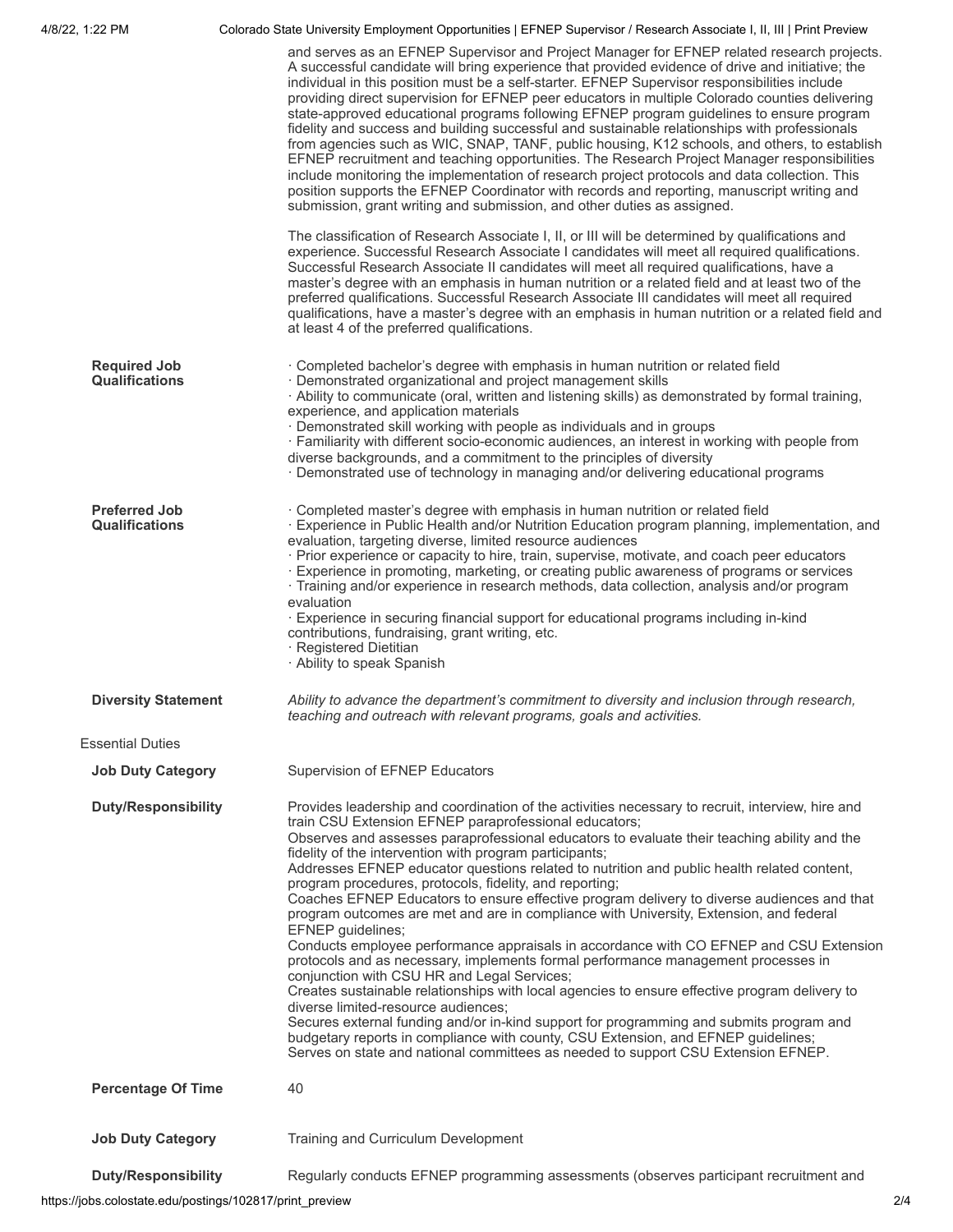and serves as an EFNEP Supervisor and Project Manager for EFNEP related research projects. A successful candidate will bring experience that provided evidence of drive and initiative; the individual in this position must be a self-starter. EFNEP Supervisor responsibilities include providing direct supervision for EFNEP peer educators in multiple Colorado counties delivering state-approved educational programs following EFNEP program guidelines to ensure program fidelity and success and building successful and sustainable relationships with professionals from agencies such as WIC, SNAP, TANF, public housing, K12 schools, and others, to establish EFNEP recruitment and teaching opportunities. The Research Project Manager responsibilities include monitoring the implementation of research project protocols and data collection. This position supports the EFNEP Coordinator with records and reporting, manuscript writing and submission, grant writing and submission, and other duties as assigned.

The classification of Research Associate I, II, or III will be determined by qualifications and experience. Successful Research Associate I candidates will meet all required qualifications. Successful Research Associate II candidates will meet all required qualifications, have a master's degree with an emphasis in human nutrition or a related field and at least two of the preferred qualifications. Successful Research Associate III candidates will meet all required qualifications, have a master's degree with an emphasis in human nutrition or a related field and at least 4 of the preferred qualifications.

**Required Job Qualifications**

· Completed bachelor's degree with emphasis in human nutrition or related field
· Demonstrated organizational and project management skills
· Ability to communicate (oral, written and listening skills) as demonstrated by formal training, experience, and application materials
· Demonstrated skill working with people as individuals and in groups
· Familiarity with different socio-economic audiences, an interest in working with people from diverse backgrounds, and a commitment to the principles of diversity
· Demonstrated use of technology in managing and/or delivering educational programs

**Preferred Job Qualifications**

· Completed master's degree with emphasis in human nutrition or related field
· Experience in Public Health and/or Nutrition Education program planning, implementation, and evaluation, targeting diverse, limited resource audiences
· Prior experience or capacity to hire, train, supervise, motivate, and coach peer educators
· Experience in promoting, marketing, or creating public awareness of programs or services
· Training and/or experience in research methods, data collection, analysis and/or program evaluation
· Experience in securing financial support for educational programs including in-kind contributions, fundraising, grant writing, etc.
· Registered Dietitian
· Ability to speak Spanish

**Diversity Statement**

*Ability to advance the department's commitment to diversity and inclusion through research, teaching and outreach with relevant programs, goals and activities.*

Essential Duties

**Job Duty Category**

Supervision of EFNEP Educators

**Duty/Responsibility**

Provides leadership and coordination of the activities necessary to recruit, interview, hire and train CSU Extension EFNEP paraprofessional educators;
Observes and assesses paraprofessional educators to evaluate their teaching ability and the fidelity of the intervention with program participants;
Addresses EFNEP educator questions related to nutrition and public health related content, program procedures, protocols, fidelity, and reporting;
Coaches EFNEP Educators to ensure effective program delivery to diverse audiences and that program outcomes are met and are in compliance with University, Extension, and federal EFNEP guidelines;
Conducts employee performance appraisals in accordance with CO EFNEP and CSU Extension protocols and as necessary, implements formal performance management processes in conjunction with CSU HR and Legal Services;
Creates sustainable relationships with local agencies to ensure effective program delivery to diverse limited-resource audiences;
Secures external funding and/or in-kind support for programming and submits program and budgetary reports in compliance with county, CSU Extension, and EFNEP guidelines;
Serves on state and national committees as needed to support CSU Extension EFNEP.

**Percentage Of Time**

40

**Job Duty Category**

Training and Curriculum Development

**Duty/Responsibility**

Regularly conducts EFNEP programming assessments (observes participant recruitment and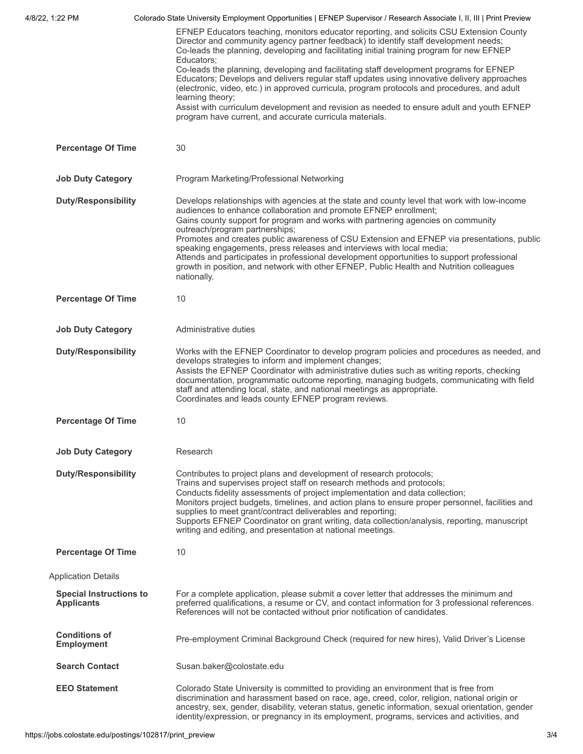EFNEP Educators teaching, monitors educator reporting, and solicits CSU Extension County Director and community agency partner feedback) to identify staff development needs;
Co-leads the planning, developing and facilitating initial training program for new EFNEP Educators;
Co-leads the planning, developing and facilitating staff development programs for EFNEP Educators; Develops and delivers regular staff updates using innovative delivery approaches (electronic, video, etc.) in approved curricula, program protocols and procedures, and adult learning theory;
Assist with curriculum development and revision as needed to ensure adult and youth EFNEP program have current, and accurate curricula materials.

**Percentage Of Time** 30

**Job Duty Category** Program Marketing/Professional Networking

**Duty/Responsibility**
Develops relationships with agencies at the state and county level that work with low-income audiences to enhance collaboration and promote EFNEP enrollment;
Gains county support for program and works with partnering agencies on community outreach/program partnerships;
Promotes and creates public awareness of CSU Extension and EFNEP via presentations, public speaking engagements, press releases and interviews with local media;
Attends and participates in professional development opportunities to support professional growth in position, and network with other EFNEP, Public Health and Nutrition colleagues nationally.

**Percentage Of Time** 10

**Job Duty Category** Administrative duties

**Duty/Responsibility**
Works with the EFNEP Coordinator to develop program policies and procedures as needed, and develops strategies to inform and implement changes;
Assists the EFNEP Coordinator with administrative duties such as writing reports, checking documentation, programmatic outcome reporting, managing budgets, communicating with field staff and attending local, state, and national meetings as appropriate.
Coordinates and leads county EFNEP program reviews.

**Percentage Of Time** 10

**Job Duty Category** Research

**Duty/Responsibility**
Contributes to project plans and development of research protocols;
Trains and supervises project staff on research methods and protocols;
Conducts fidelity assessments of project implementation and data collection;
Monitors project budgets, timelines, and action plans to ensure proper personnel, facilities and supplies to meet grant/contract deliverables and reporting;
Supports EFNEP Coordinator on grant writing, data collection/analysis, reporting, manuscript writing and editing, and presentation at national meetings.

**Percentage Of Time** 10

## Application Details

**Special Instructions to Applicants**
For a complete application, please submit a cover letter that addresses the minimum and preferred qualifications, a resume or CV, and contact information for 3 professional references. References will not be contacted without prior notification of candidates.

**Conditions of Employment**
Pre-employment Criminal Background Check (required for new hires), Valid Driver's License

**Search Contact** Susan.baker@colostate.edu

**EEO Statement**
Colorado State University is committed to providing an environment that is free from discrimination and harassment based on race, age, creed, color, religion, national origin or ancestry, sex, gender, disability, veteran status, genetic information, sexual orientation, gender identity/expression, or pregnancy in its employment, programs, services and activities, and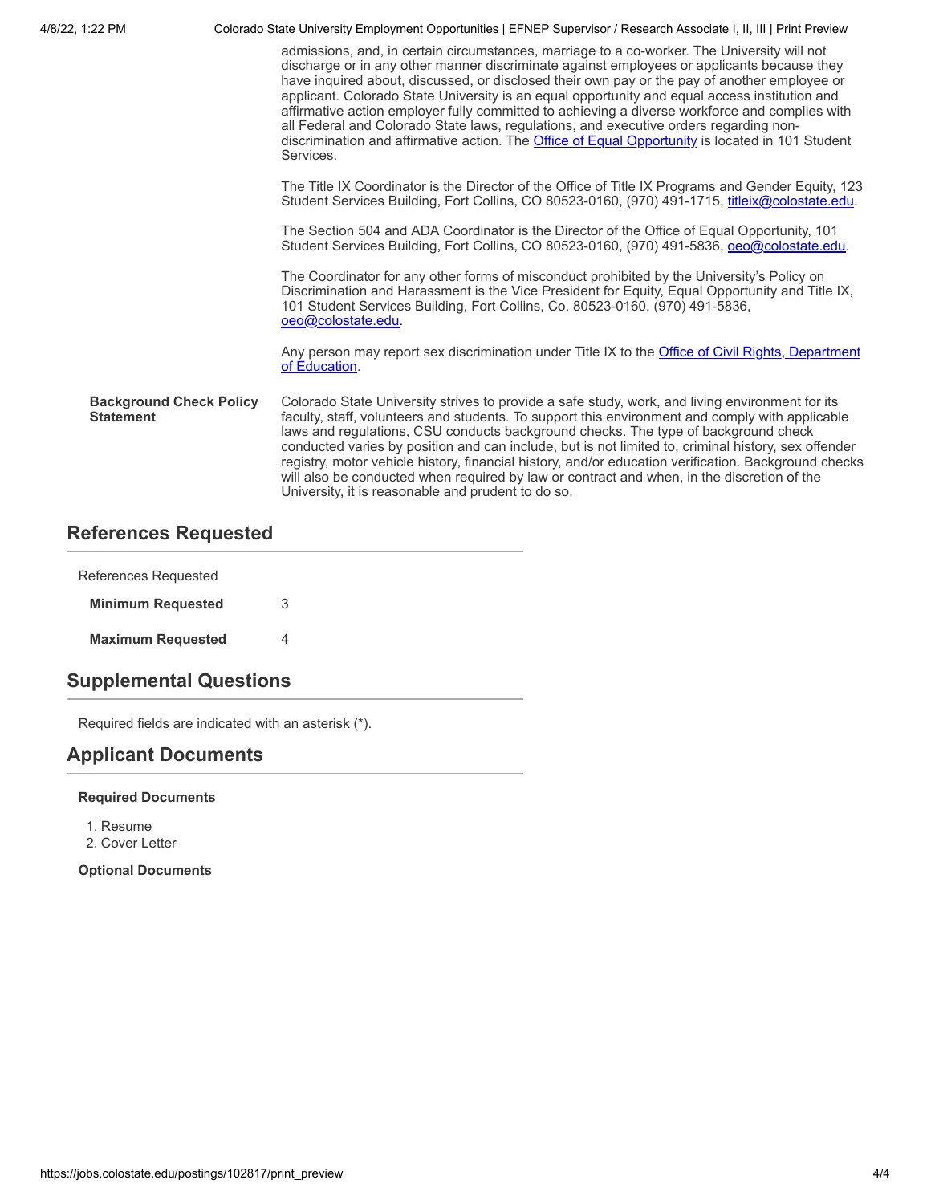admissions, and, in certain circumstances, marriage to a co-worker. The University will not discharge or in any other manner discriminate against employees or applicants because they have inquired about, discussed, or disclosed their own pay or the pay of another employee or applicant. Colorado State University is an equal opportunity and equal access institution and affirmative action employer fully committed to achieving a diverse workforce and complies with all Federal and Colorado State laws, regulations, and executive orders regarding non-discrimination and affirmative action. The Office of Equal Opportunity is located in 101 Student Services.

The Title IX Coordinator is the Director of the Office of Title IX Programs and Gender Equity, 123 Student Services Building, Fort Collins, CO 80523-0160, (970) 491-1715, titleix@colostate.edu.

The Section 504 and ADA Coordinator is the Director of the Office of Equal Opportunity, 101 Student Services Building, Fort Collins, CO 80523-0160, (970) 491-5836, oeo@colostate.edu.

The Coordinator for any other forms of misconduct prohibited by the University's Policy on Discrimination and Harassment is the Vice President for Equity, Equal Opportunity and Title IX, 101 Student Services Building, Fort Collins, Co. 80523-0160, (970) 491-5836, oeo@colostate.edu.

Any person may report sex discrimination under Title IX to the Office of Civil Rights, Department of Education.

**Background Check Policy Statement**

Colorado State University strives to provide a safe study, work, and living environment for its faculty, staff, volunteers and students. To support this environment and comply with applicable laws and regulations, CSU conducts background checks. The type of background check conducted varies by position and can include, but is not limited to, criminal history, sex offender registry, motor vehicle history, financial history, and/or education verification. Background checks will also be conducted when required by law or contract and when, in the discretion of the University, it is reasonable and prudent to do so.

## References Requested

References Requested

| | |
|---|---|
| **Minimum Requested** | 3 |
| **Maximum Requested** | 4 |

## Supplemental Questions

Required fields are indicated with an asterisk (*).

## Applicant Documents

**Required Documents**

1. Resume
2. Cover Letter

**Optional Documents**